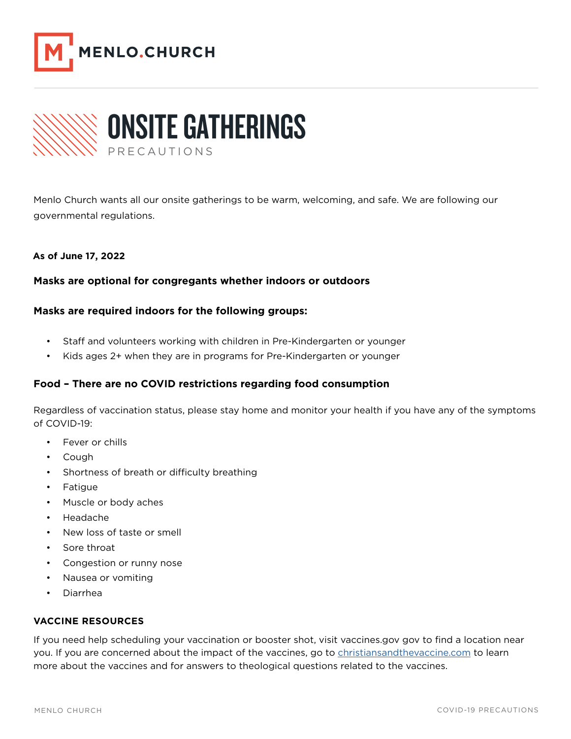MENLO.CHURCH

# ONSITE GATHERINGS

PRECAUTIONS

Menlo Church wants all our onsite gatherings to be warm, welcoming, and safe. We are following our governmental regulations.

**As of June 17, 2022**

**Masks are optional for congregants whether indoors or outdoors**

**Masks are required indoors for the following groups:**

- Staff and volunteers working with children in Pre-Kindergarten or younger
- Kids ages 2+ when they are in programs for Pre-Kindergarten or younger

**Food – There are no COVID restrictions regarding food consumption**

Regardless of vaccination status, please stay home and monitor your health if you have any of the symptoms of COVID-19:

- Fever or chills
- Cough
- Shortness of breath or difficulty breathing
- Fatigue
- Muscle or body aches
- Headache
- New loss of taste or smell
- Sore throat
- Congestion or runny nose
- Nausea or vomiting
- Diarrhea

**VACCINE RESOURCES**

If you need help scheduling your vaccination or booster shot, visit vaccines.gov gov to find a location near you. If you are concerned about the impact of the vaccines, go to [christiansandthevaccine.com](christiansandthevaccine.com) to learn more about the vaccines and for answers to theological questions related to the vaccines.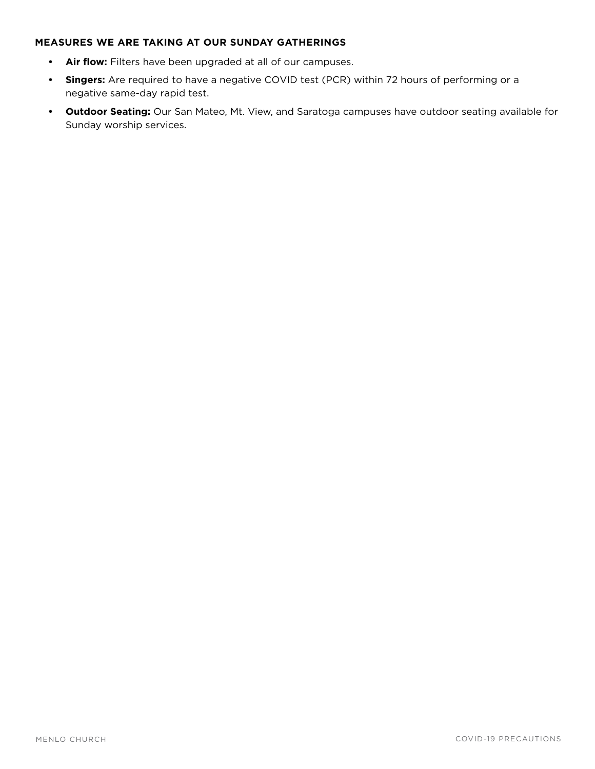**MEASURES WE ARE TAKING AT OUR SUNDAY GATHERINGS**

- **Air flow:** Filters have been upgraded at all of our campuses.
- **Singers:** Are required to have a negative COVID test (PCR) within 72 hours of performing or a negative same-day rapid test.
- **Outdoor Seating:** Our San Mateo, Mt. View, and Saratoga campuses have outdoor seating available for Sunday worship services.